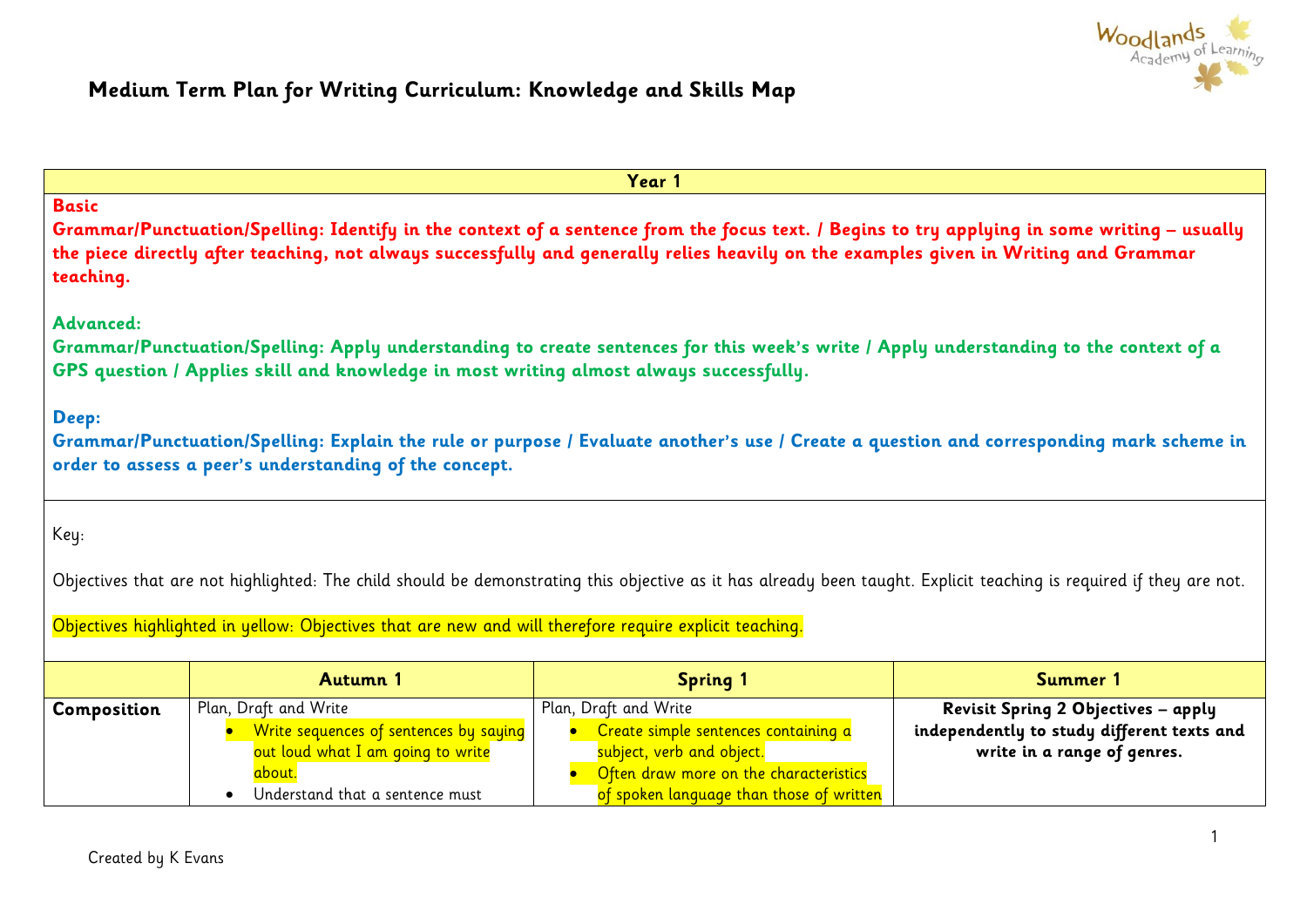# Medium Term Plan for Writing Curriculum: Knowledge and Skills Map

| **Year 1** |
|---|
| **Basic**<br>**Grammar/Punctuation/Spelling: Identify in the context of a sentence from the focus text. / Begins to try applying in some writing – usually the piece directly after teaching, not always successfully and generally relies heavily on the examples given in Writing and Grammar teaching.**<br><br>**Advanced:**<br>**Grammar/Punctuation/Spelling: Apply understanding to create sentences for this week's write / Apply understanding to the context of a GPS question / Applies skill and knowledge in most writing almost always successfully.**<br><br>**Deep:**<br>**Grammar/Punctuation/Spelling: Explain the rule or purpose / Evaluate another's use / Create a question and corresponding mark scheme in order to assess a peer's understanding of the concept.** |
| Key:<br><br>Objectives that are not highlighted: The child should be demonstrating this objective as it has already been taught. Explicit teaching is required if they are not.<br><br>Objectives highlighted in yellow: Objectives that are new and will therefore require explicit teaching. |

| | Autumn 1 | Spring 1 | Summer 1 |
|---|---|---|---|
| **Composition** | Plan, Draft and Write<br>• Write sequences of sentences by saying out loud what I am going to write about.<br>• Understand that a sentence must | Plan, Draft and Write<br>• Create simple sentences containing a subject, verb and object.<br>• Often draw more on the characteristics of spoken language than those of written | **Revisit Spring 2 Objectives – apply independently to study different texts and write in a range of genres.** |

Created by K Evans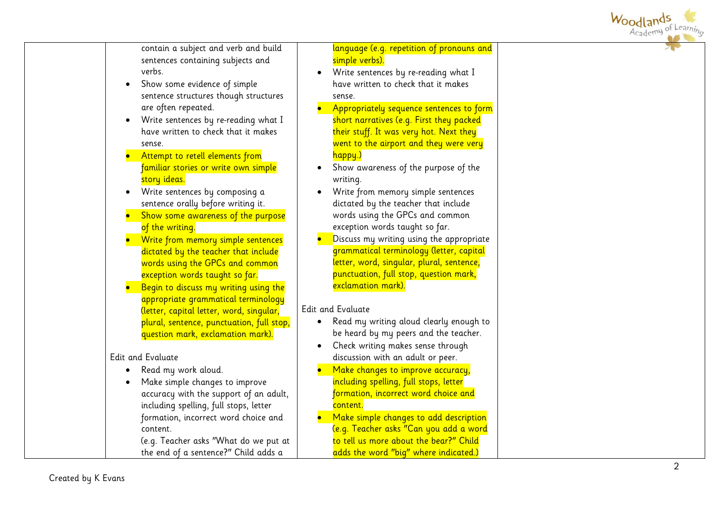| | | | |
|---|---|---|---|
| | contain a subject and verb and build sentences containing subjects and verbs.<br>• Show some evidence of simple sentence structures though structures are often repeated.<br>• Write sentences by re-reading what I have written to check that it makes sense.<br>• Attempt to retell elements from familiar stories or write own simple story ideas.<br>• Write sentences by composing a sentence orally before writing it.<br>• Show some awareness of the purpose of the writing.<br>• Write from memory simple sentences dictated by the teacher that include words using the GPCs and common exception words taught so far.<br>• Begin to discuss my writing using the appropriate grammatical terminology (letter, capital letter, word, singular, plural, sentence, punctuation, full stop, question mark, exclamation mark).<br><br>Edit and Evaluate<br>• Read my work aloud.<br>• Make simple changes to improve accuracy with the support of an adult, including spelling, full stops, letter formation, incorrect word choice and content.<br>(e.g. Teacher asks "What do we put at the end of a sentence?" Child adds a | language (e.g. repetition of pronouns and simple verbs).<br>• Write sentences by re-reading what I have written to check that it makes sense.<br>• Appropriately sequence sentences to form short narratives (e.g. First they packed their stuff. It was very hot. Next they went to the airport and they were very happy.)<br>• Show awareness of the purpose of the writing.<br>• Write from memory simple sentences dictated by the teacher that include words using the GPCs and common exception words taught so far.<br>• Discuss my writing using the appropriate grammatical terminology (letter, capital letter, word, singular, plural, sentence, punctuation, full stop, question mark, exclamation mark).<br><br>Edit and Evaluate<br>• Read my writing aloud clearly enough to be heard by my peers and the teacher.<br>• Check writing makes sense through discussion with an adult or peer.<br>• Make changes to improve accuracy, including spelling, full stops, letter formation, incorrect word choice and content.<br>• Make simple changes to add description (e.g. Teacher asks "Can you add a word to tell us more about the bear?" Child adds the word "big" where indicated.) | |

Created by K Evans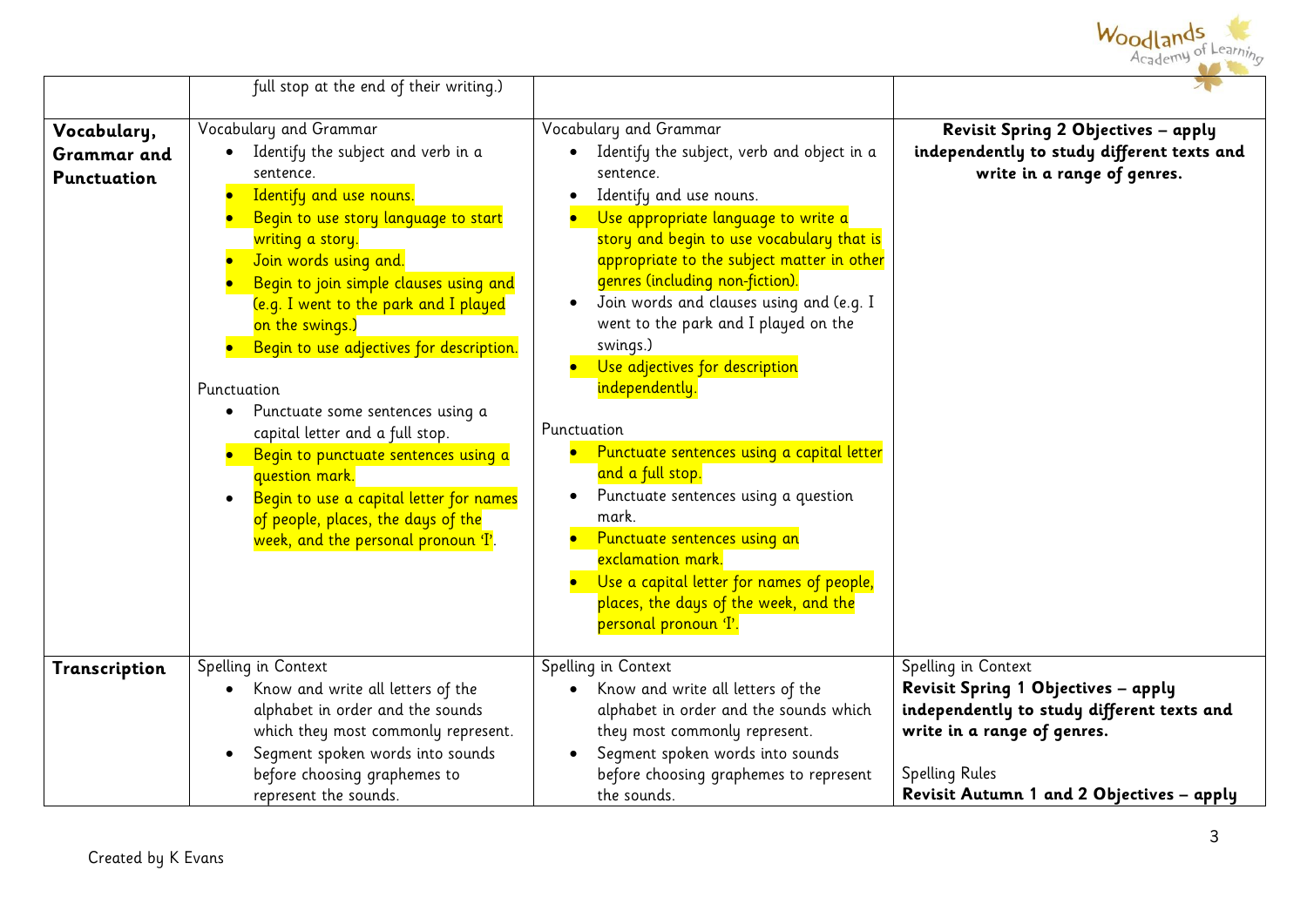| | | | |
|---|---|---|---|
| | full stop at the end of their writing.) | | |
| **Vocabulary, Grammar and Punctuation** | Vocabulary and Grammar<br>• Identify the subject and verb in a sentence.<br>• Identify and use nouns.<br>• Begin to use story language to start writing a story.<br>• Join words using and.<br>• Begin to join simple clauses using and (e.g. I went to the park and I played on the swings.)<br>• Begin to use adjectives for description.<br><br>Punctuation<br>• Punctuate some sentences using a capital letter and a full stop.<br>• Begin to punctuate sentences using a question mark.<br>• Begin to use a capital letter for names of people, places, the days of the week, and the personal pronoun 'I'. | Vocabulary and Grammar<br>• Identify the subject, verb and object in a sentence.<br>• Identify and use nouns.<br>• Use appropriate language to write a story and begin to use vocabulary that is appropriate to the subject matter in other genres (including non-fiction).<br>• Join words and clauses using and (e.g. I went to the park and I played on the swings.)<br>• Use adjectives for description independently.<br><br>Punctuation<br>• Punctuate sentences using a capital letter and a full stop.<br>• Punctuate sentences using a question mark.<br>• Punctuate sentences using an exclamation mark.<br>• Use a capital letter for names of people, places, the days of the week, and the personal pronoun 'I'. | **Revisit Spring 2 Objectives – apply independently to study different texts and write in a range of genres.** |
| **Transcription** | Spelling in Context<br>• Know and write all letters of the alphabet in order and the sounds which they most commonly represent.<br>• Segment spoken words into sounds before choosing graphemes to represent the sounds. | Spelling in Context<br>• Know and write all letters of the alphabet in order and the sounds which they most commonly represent.<br>• Segment spoken words into sounds before choosing graphemes to represent the sounds. | Spelling in Context<br>**Revisit Spring 1 Objectives – apply independently to study different texts and write in a range of genres.**<br><br>Spelling Rules<br>**Revisit Autumn 1 and 2 Objectives – apply** |

Created by K Evans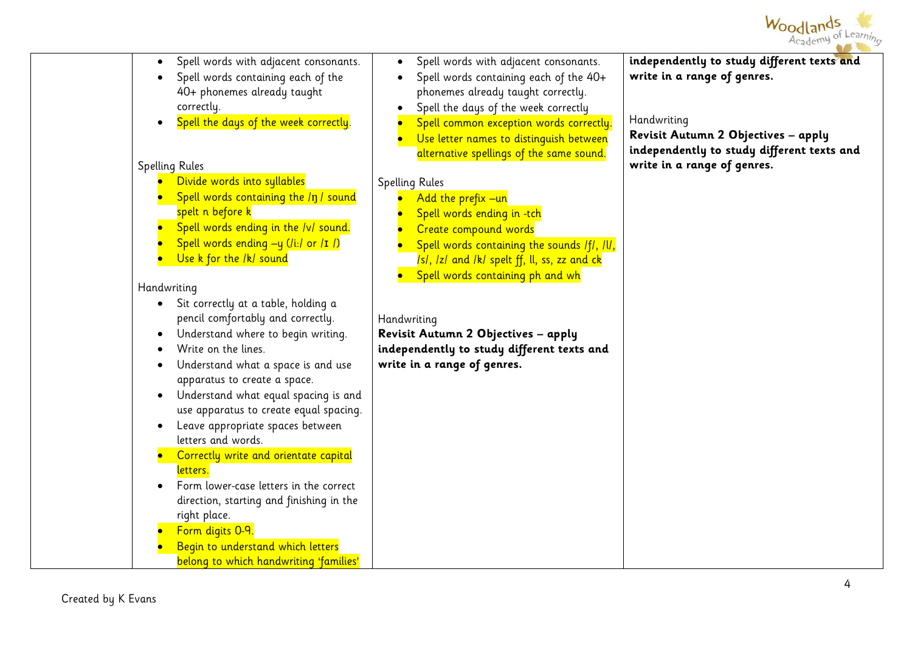| | | | |
|---|---|---|---|
| | • Spell words with adjacent consonants.<br>• Spell words containing each of the 40+ phonemes already taught correctly.<br>• Spell the days of the week correctly.<br><br>Spelling Rules<br>• Divide words into syllables<br>• Spell words containing the /ŋ/ sound spelt n before k<br>• Spell words ending in the /v/ sound.<br>• Spell words ending –y (/i:/ or /ɪ/)<br>• Use k for the /k/ sound<br><br>Handwriting<br>• Sit correctly at a table, holding a pencil comfortably and correctly.<br>• Understand where to begin writing.<br>• Write on the lines.<br>• Understand what a space is and use apparatus to create a space.<br>• Understand what equal spacing is and use apparatus to create equal spacing.<br>• Leave appropriate spaces between letters and words.<br>• Correctly write and orientate capital letters.<br>• Form lower-case letters in the correct direction, starting and finishing in the right place.<br>• Form digits 0-9.<br>• Begin to understand which letters belong to which handwriting 'families' | • Spell words with adjacent consonants.<br>• Spell words containing each of the 40+ phonemes already taught correctly.<br>• Spell the days of the week correctly<br>• Spell common exception words correctly.<br>• Use letter names to distinguish between alternative spellings of the same sound.<br><br>Spelling Rules<br>• Add the prefix –un<br>• Spell words ending in -tch<br>• Create compound words<br>• Spell words containing the sounds /f/, /l/, /s/, /z/ and /k/ spelt ff, ll, ss, zz and ck<br>• Spell words containing ph and wh<br><br>Handwriting<br>**Revisit Autumn 2 Objectives – apply independently to study different texts and write in a range of genres.** | **independently to study different texts and write in a range of genres.**<br><br>Handwriting<br>**Revisit Autumn 2 Objectives – apply independently to study different texts and write in a range of genres.** |

Created by K Evans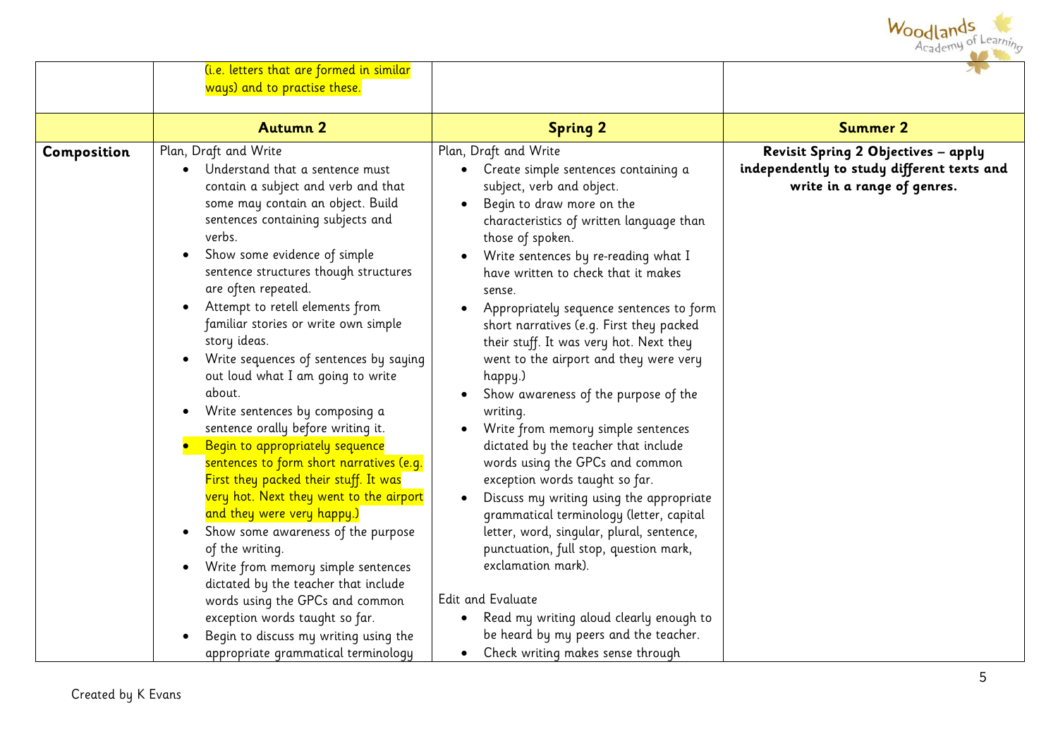| | | | |
|---|---|---|---|
| | (i.e. letters that are formed in similar ways) and to practise these. | | |
| | **Autumn 2** | **Spring 2** | **Summer 2** |
| **Composition** | Plan, Draft and Write<br>• Understand that a sentence must contain a subject and verb and that some may contain an object. Build sentences containing subjects and verbs.<br>• Show some evidence of simple sentence structures though structures are often repeated.<br>• Attempt to retell elements from familiar stories or write own simple story ideas.<br>• Write sequences of sentences by saying out loud what I am going to write about.<br>• Write sentences by composing a sentence orally before writing it.<br>• Begin to appropriately sequence sentences to form short narratives (e.g. First they packed their stuff. It was very hot. Next they went to the airport and they were very happy.)<br>• Show some awareness of the purpose of the writing.<br>• Write from memory simple sentences dictated by the teacher that include words using the GPCs and common exception words taught so far.<br>• Begin to discuss my writing using the appropriate grammatical terminology | Plan, Draft and Write<br>• Create simple sentences containing a subject, verb and object.<br>• Begin to draw more on the characteristics of written language than those of spoken.<br>• Write sentences by re-reading what I have written to check that it makes sense.<br>• Appropriately sequence sentences to form short narratives (e.g. First they packed their stuff. It was very hot. Next they went to the airport and they were very happy.)<br>• Show awareness of the purpose of the writing.<br>• Write from memory simple sentences dictated by the teacher that include words using the GPCs and common exception words taught so far.<br>• Discuss my writing using the appropriate grammatical terminology (letter, capital letter, word, singular, plural, sentence, punctuation, full stop, question mark, exclamation mark).<br><br>Edit and Evaluate<br>• Read my writing aloud clearly enough to be heard by my peers and the teacher.<br>• Check writing makes sense through | **Revisit Spring 2 Objectives – apply independently to study different texts and write in a range of genres.** |

Created by K Evans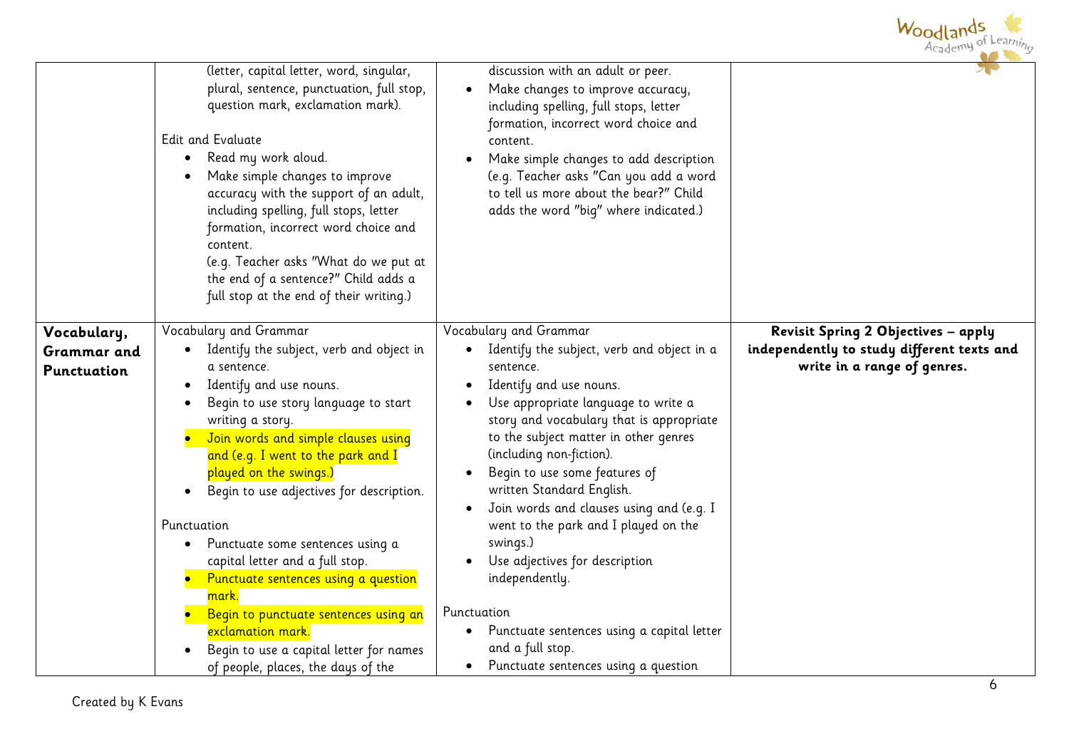| | | | |
|---|---|---|---|
| | (letter, capital letter, word, singular, plural, sentence, punctuation, full stop, question mark, exclamation mark).<br><br>Edit and Evaluate<br>• Read my work aloud.<br>• Make simple changes to improve accuracy with the support of an adult, including spelling, full stops, letter formation, incorrect word choice and content.<br>(e.g. Teacher asks "What do we put at the end of a sentence?" Child adds a full stop at the end of their writing.) | discussion with an adult or peer.<br>• Make changes to improve accuracy, including spelling, full stops, letter formation, incorrect word choice and content.<br>• Make simple changes to add description (e.g. Teacher asks "Can you add a word to tell us more about the bear?" Child adds the word "big" where indicated.) | |
| **Vocabulary, Grammar and Punctuation** | Vocabulary and Grammar<br>• Identify the subject, verb and object in a sentence.<br>• Identify and use nouns.<br>• Begin to use story language to start writing a story.<br>• Join words and simple clauses using and (e.g. I went to the park and I played on the swings.)<br>• Begin to use adjectives for description.<br><br>Punctuation<br>• Punctuate some sentences using a capital letter and a full stop.<br>• Punctuate sentences using a question mark.<br>• Begin to punctuate sentences using an exclamation mark.<br>• Begin to use a capital letter for names of people, places, the days of the | Vocabulary and Grammar<br>• Identify the subject, verb and object in a sentence.<br>• Identify and use nouns.<br>• Use appropriate language to write a story and vocabulary that is appropriate to the subject matter in other genres (including non-fiction).<br>• Begin to use some features of written Standard English.<br>• Join words and clauses using and (e.g. I went to the park and I played on the swings.)<br>• Use adjectives for description independently.<br><br>Punctuation<br>• Punctuate sentences using a capital letter and a full stop.<br>• Punctuate sentences using a question | **Revisit Spring 2 Objectives – apply independently to study different texts and write in a range of genres.** |

Created by K Evans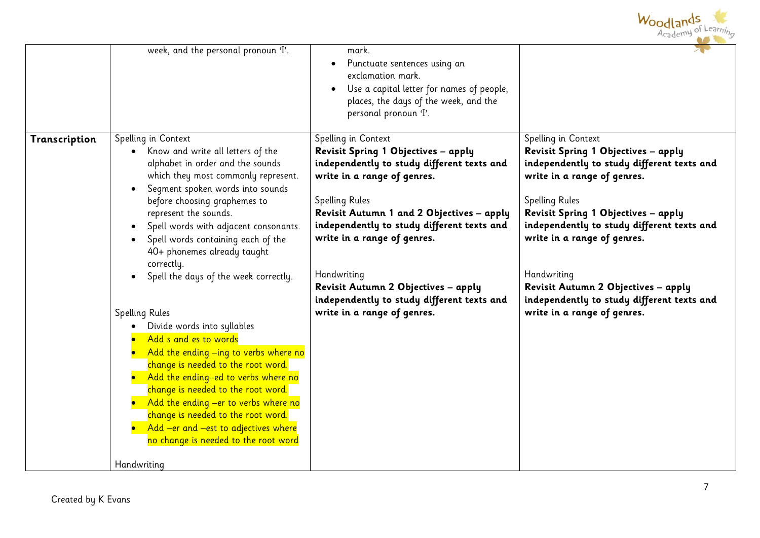| | | | |
|---|---|---|---|
| | week, and the personal pronoun 'I'. | mark.<br>• Punctuate sentences using an exclamation mark.<br>• Use a capital letter for names of people, places, the days of the week, and the personal pronoun 'I'. | |
| **Transcription** | Spelling in Context<br>• Know and write all letters of the alphabet in order and the sounds which they most commonly represent.<br>• Segment spoken words into sounds before choosing graphemes to represent the sounds.<br>• Spell words with adjacent consonants.<br>• Spell words containing each of the 40+ phonemes already taught correctly.<br>• Spell the days of the week correctly.<br><br>Spelling Rules<br>• Divide words into syllables<br>• Add s and es to words<br>• Add the ending –ing to verbs where no change is needed to the root word.<br>• Add the ending–ed to verbs where no change is needed to the root word.<br>• Add the ending –er to verbs where no change is needed to the root word.<br>• Add –er and –est to adjectives where no change is needed to the root word<br><br>Handwriting | Spelling in Context<br>**Revisit Spring 1 Objectives – apply independently to study different texts and write in a range of genres.**<br><br>Spelling Rules<br>**Revisit Autumn 1 and 2 Objectives – apply independently to study different texts and write in a range of genres.**<br><br>Handwriting<br>**Revisit Autumn 2 Objectives – apply independently to study different texts and write in a range of genres.** | Spelling in Context<br>**Revisit Spring 1 Objectives – apply independently to study different texts and write in a range of genres.**<br><br>Spelling Rules<br>**Revisit Spring 1 Objectives – apply independently to study different texts and write in a range of genres.**<br><br>Handwriting<br>**Revisit Autumn 2 Objectives – apply independently to study different texts and write in a range of genres.** |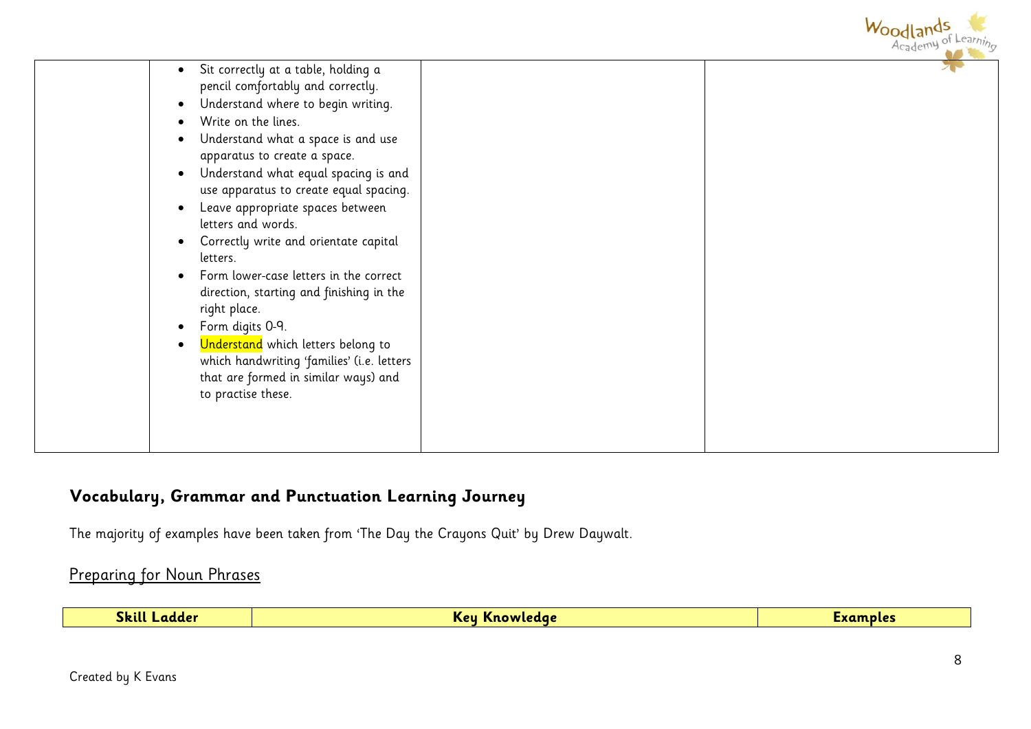| | | | |
|---|---|---|---|
| | • Sit correctly at a table, holding a pencil comfortably and correctly.<br>• Understand where to begin writing.<br>• Write on the lines.<br>• Understand what a space is and use apparatus to create a space.<br>• Understand what equal spacing is and use apparatus to create equal spacing.<br>• Leave appropriate spaces between letters and words.<br>• Correctly write and orientate capital letters.<br>• Form lower-case letters in the correct direction, starting and finishing in the right place.<br>• Form digits 0-9.<br>• Understand which letters belong to which handwriting 'families' (i.e. letters that are formed in similar ways) and to practise these. | | |

## Vocabulary, Grammar and Punctuation Learning Journey

The majority of examples have been taken from 'The Day the Crayons Quit' by Drew Daywalt.

### Preparing for Noun Phrases

| Skill Ladder | Key Knowledge | Examples |
|---|---|---|

Created by K Evans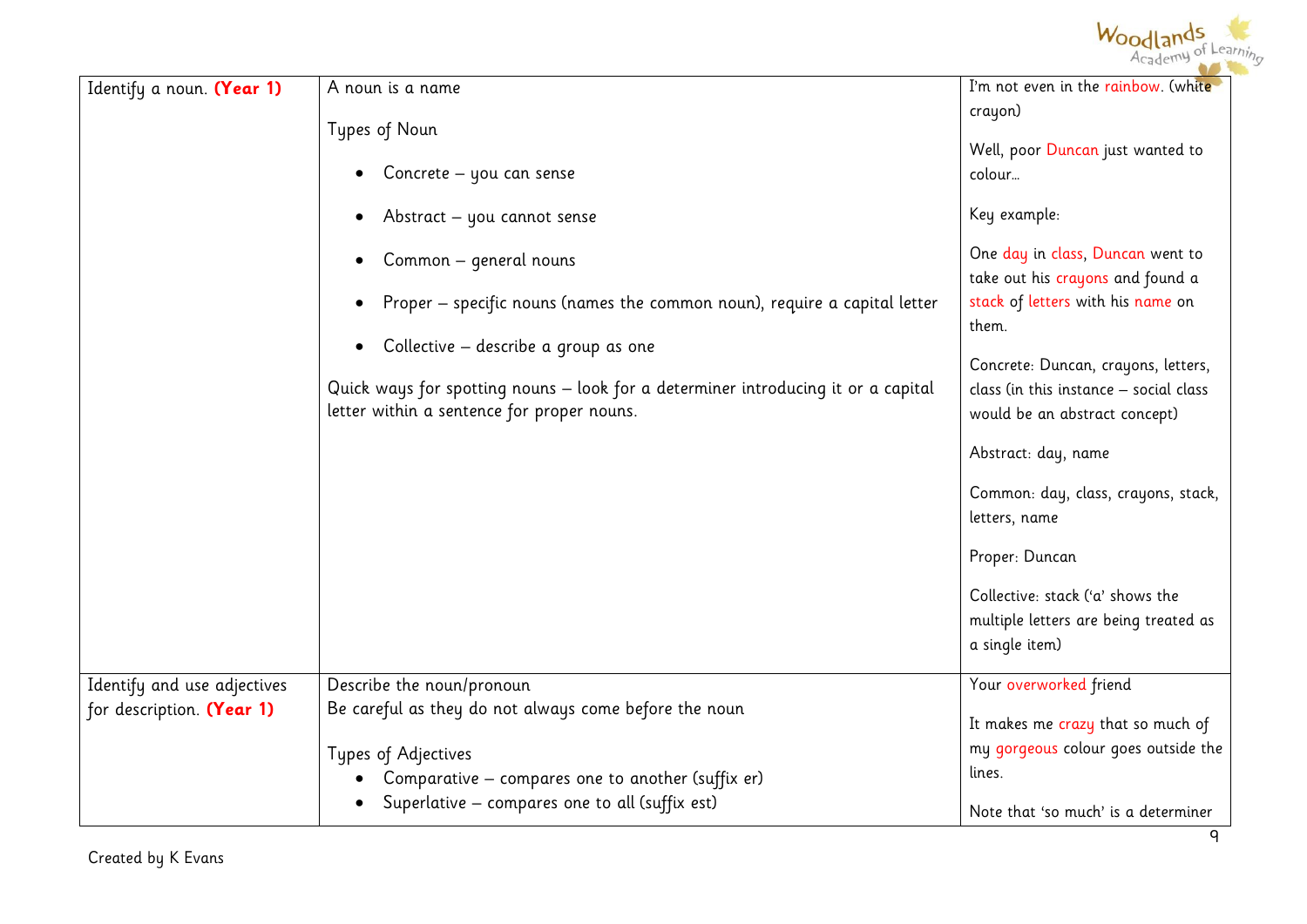| | | |
|---|---|---|
| Identify a noun. **(Year 1)** | A noun is a name<br><br>Types of Noun<br><br>• Concrete – you can sense<br>• Abstract – you cannot sense<br>• Common – general nouns<br>• Proper – specific nouns (names the common noun), require a capital letter<br>• Collective – describe a group as one<br><br>Quick ways for spotting nouns – look for a determiner introducing it or a capital letter within a sentence for proper nouns. | I'm not even in the rainbow. (white crayon)<br><br>Well, poor Duncan just wanted to colour…<br><br>Key example:<br><br>One day in class, Duncan went to take out his crayons and found a stack of letters with his name on them.<br><br>Concrete: Duncan, crayons, letters, class (in this instance – social class would be an abstract concept)<br><br>Abstract: day, name<br><br>Common: day, class, crayons, stack, letters, name<br><br>Proper: Duncan<br><br>Collective: stack ('a' shows the multiple letters are being treated as a single item) |
| Identify and use adjectives for description. **(Year 1)** | Describe the noun/pronoun<br>Be careful as they do not always come before the noun<br><br>Types of Adjectives<br>• Comparative – compares one to another (suffix er)<br>• Superlative – compares one to all (suffix est) | Your overworked friend<br><br>It makes me crazy that so much of my gorgeous colour goes outside the lines.<br><br>Note that 'so much' is a determiner |

Created by K Evans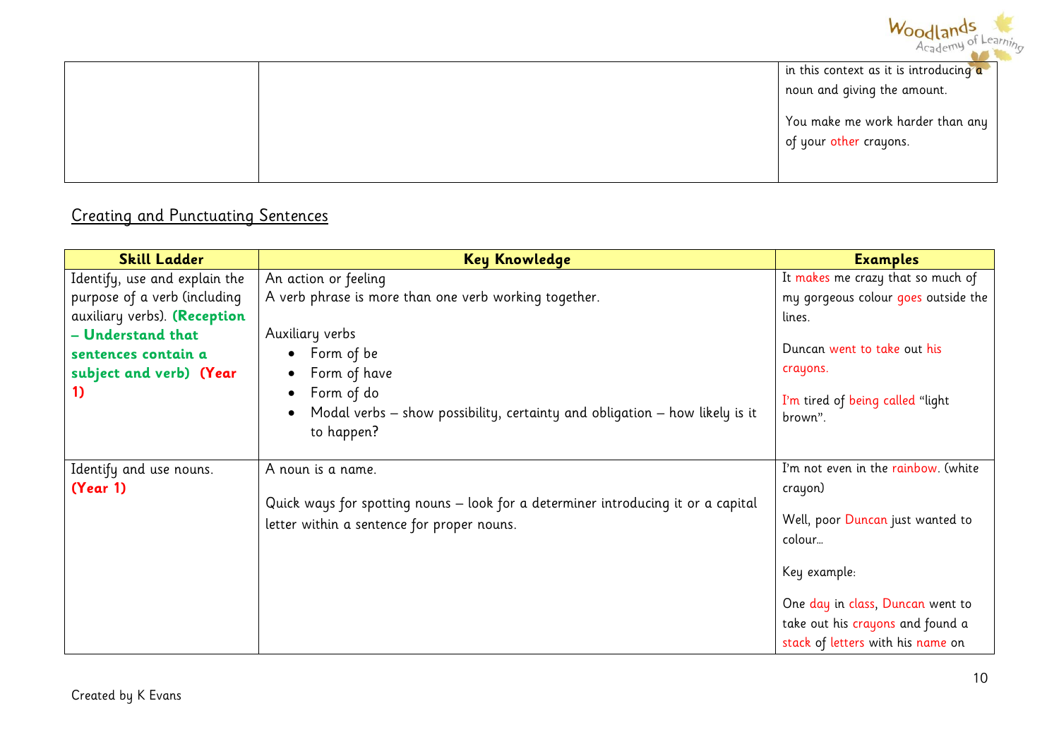| | | in this context as it is introducing a noun and giving the amount.<br><br>You make me work harder than any of your other crayons. |
|---|---|---|

## Creating and Punctuating Sentences

| Skill Ladder | Key Knowledge | Examples |
|---|---|---|
| Identify, use and explain the purpose of a verb (including auxiliary verbs). **(Reception – Understand that sentences contain a subject and verb)** **(Year 1)** | An action or feeling<br>A verb phrase is more than one verb working together.<br><br>Auxiliary verbs<br>• Form of be<br>• Form of have<br>• Form of do<br>• Modal verbs – show possibility, certainty and obligation – how likely is it to happen? | It makes me crazy that so much of my gorgeous colour goes outside the lines.<br><br>Duncan went to take out his crayons.<br><br>I'm tired of being called "light brown". |
| Identify and use nouns. **(Year 1)** | A noun is a name.<br><br>Quick ways for spotting nouns – look for a determiner introducing it or a capital letter within a sentence for proper nouns. | I'm not even in the rainbow. (white crayon)<br><br>Well, poor Duncan just wanted to colour…<br><br>Key example:<br><br>One day in class, Duncan went to take out his crayons and found a stack of letters with his name on |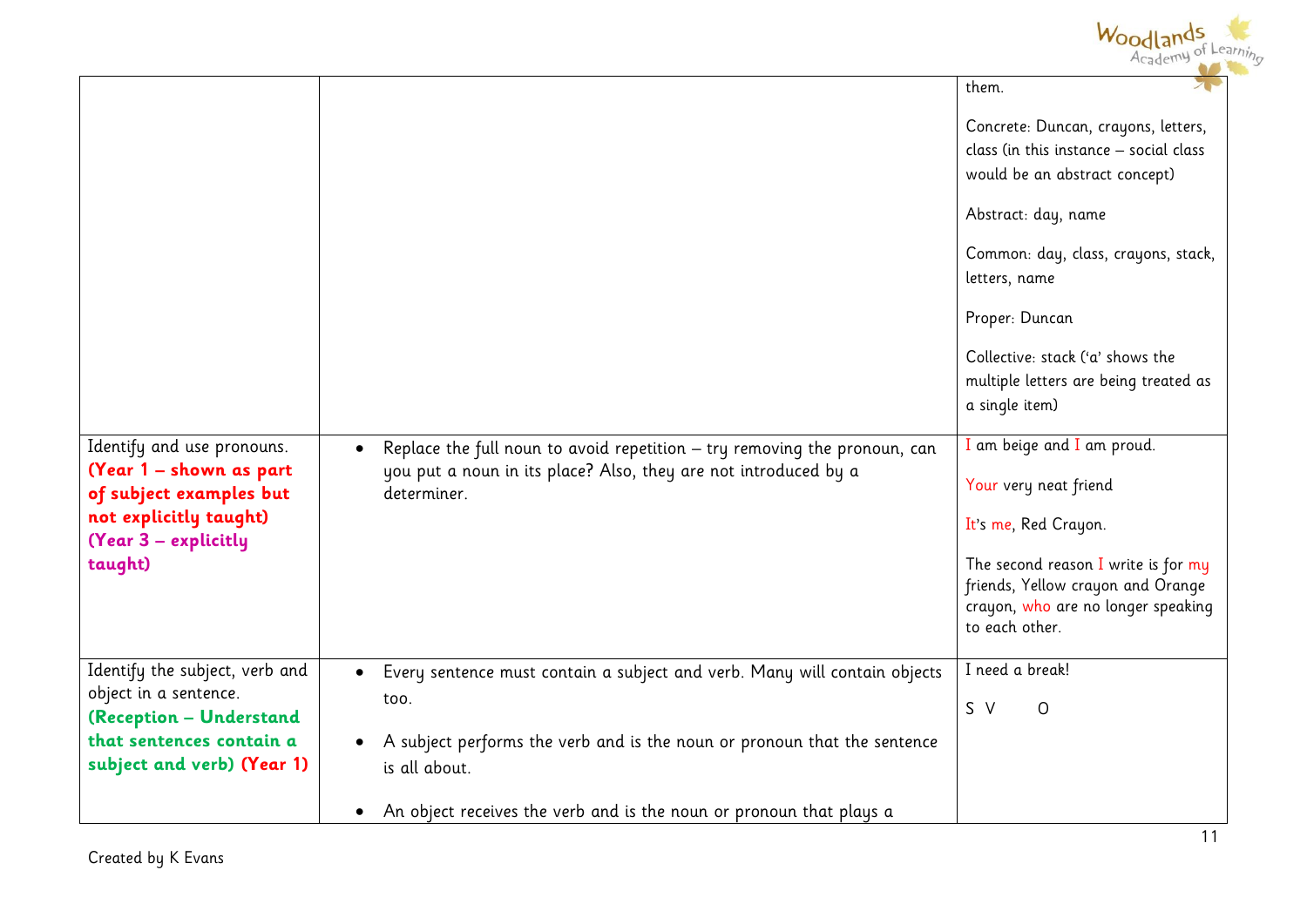| | | |
|---|---|---|
| | | them.<br><br>Concrete: Duncan, crayons, letters, class (in this instance – social class would be an abstract concept)<br><br>Abstract: day, name<br><br>Common: day, class, crayons, stack, letters, name<br><br>Proper: Duncan<br><br>Collective: stack ('a' shows the multiple letters are being treated as a single item) |
| Identify and use pronouns. **(Year 1 – shown as part of subject examples but not explicitly taught) (Year 3 – explicitly taught)** | • Replace the full noun to avoid repetition – try removing the pronoun, can you put a noun in its place? Also, they are not introduced by a determiner. | I am beige and I am proud.<br><br>Your very neat friend<br><br>It's me, Red Crayon.<br><br>The second reason I write is for my friends, Yellow crayon and Orange crayon, who are no longer speaking to each other. |
| Identify the subject, verb and object in a sentence. **(Reception – Understand that sentences contain a subject and verb) (Year 1)** | • Every sentence must contain a subject and verb. Many will contain objects too.<br><br>• A subject performs the verb and is the noun or pronoun that the sentence is all about.<br><br>• An object receives the verb and is the noun or pronoun that plays a | I need a break!<br><br>S V O |

Created by K Evans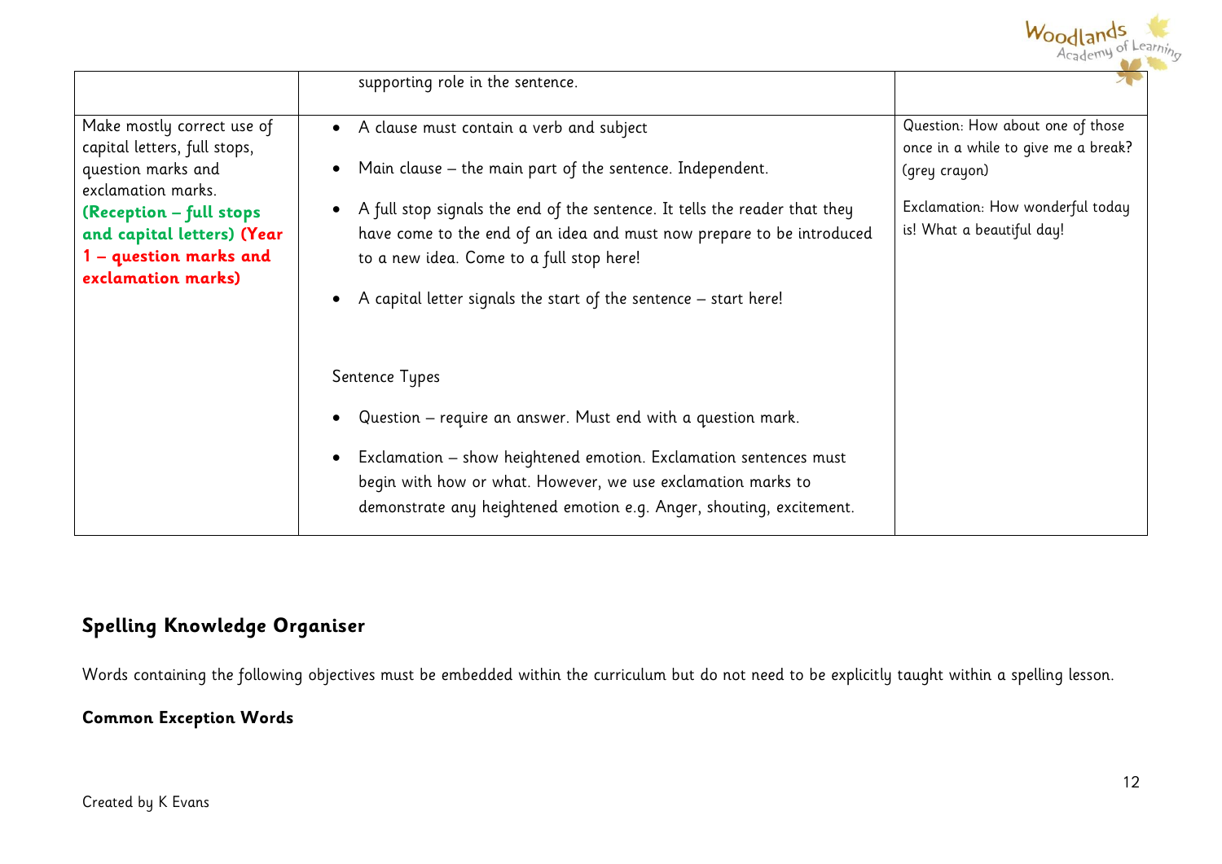| | | |
|---|---|---|
| | supporting role in the sentence. | |
| Make mostly correct use of capital letters, full stops, question marks and exclamation marks. **(Reception – full stops and capital letters) (Year 1 – question marks and exclamation marks)** | • A clause must contain a verb and subject<br>• Main clause – the main part of the sentence. Independent.<br>• A full stop signals the end of the sentence. It tells the reader that they have come to the end of an idea and must now prepare to be introduced to a new idea. Come to a full stop here!<br>• A capital letter signals the start of the sentence – start here!<br><br>Sentence Types<br>• Question – require an answer. Must end with a question mark.<br>• Exclamation – show heightened emotion. Exclamation sentences must begin with how or what. However, we use exclamation marks to demonstrate any heightened emotion e.g. Anger, shouting, excitement. | Question: How about one of those once in a while to give me a break? (grey crayon)<br><br>Exclamation: How wonderful today is! What a beautiful day! |

## Spelling Knowledge Organiser

Words containing the following objectives must be embedded within the curriculum but do not need to be explicitly taught within a spelling lesson.

**Common Exception Words**

Created by K Evans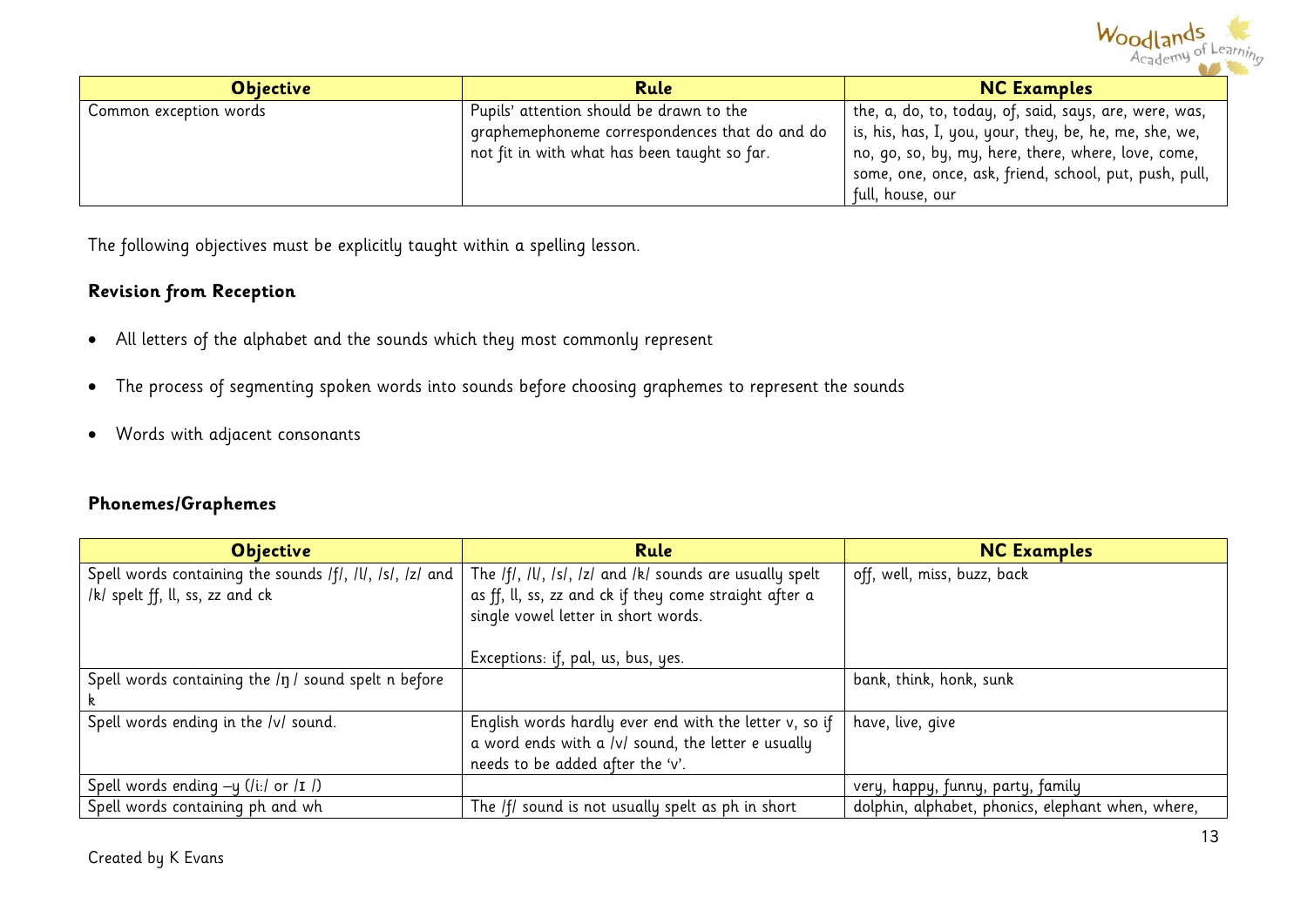| Objective | Rule | NC Examples |
| --- | --- | --- |
| Common exception words | Pupils' attention should be drawn to the graphemephoneme correspondences that do and do not fit in with what has been taught so far. | the, a, do, to, today, of, said, says, are, were, was, is, his, has, I, you, your, they, be, he, me, she, we, no, go, so, by, my, here, there, where, love, come, some, one, once, ask, friend, school, put, push, pull, full, house, our |

The following objectives must be explicitly taught within a spelling lesson.

**Revision from Reception**

- All letters of the alphabet and the sounds which they most commonly represent
- The process of segmenting spoken words into sounds before choosing graphemes to represent the sounds
- Words with adjacent consonants

**Phonemes/Graphemes**

| Objective | Rule | NC Examples |
| --- | --- | --- |
| Spell words containing the sounds /f/, /l/, /s/, /z/ and /k/ spelt ff, ll, ss, zz and ck | The /f/, /l/, /s/, /z/ and /k/ sounds are usually spelt as ff, ll, ss, zz and ck if they come straight after a single vowel letter in short words.<br><br>Exceptions: if, pal, us, bus, yes. | off, well, miss, buzz, back |
| Spell words containing the /ŋ / sound spelt n before k | | bank, think, honk, sunk |
| Spell words ending in the /v/ sound. | English words hardly ever end with the letter v, so if a word ends with a /v/ sound, the letter e usually needs to be added after the 'v'. | have, live, give |
| Spell words ending –y (/i:/ or /ɪ /) | | very, happy, funny, party, family |
| Spell words containing ph and wh | The /f/ sound is not usually spelt as ph in short | dolphin, alphabet, phonics, elephant when, where, |

Created by K Evans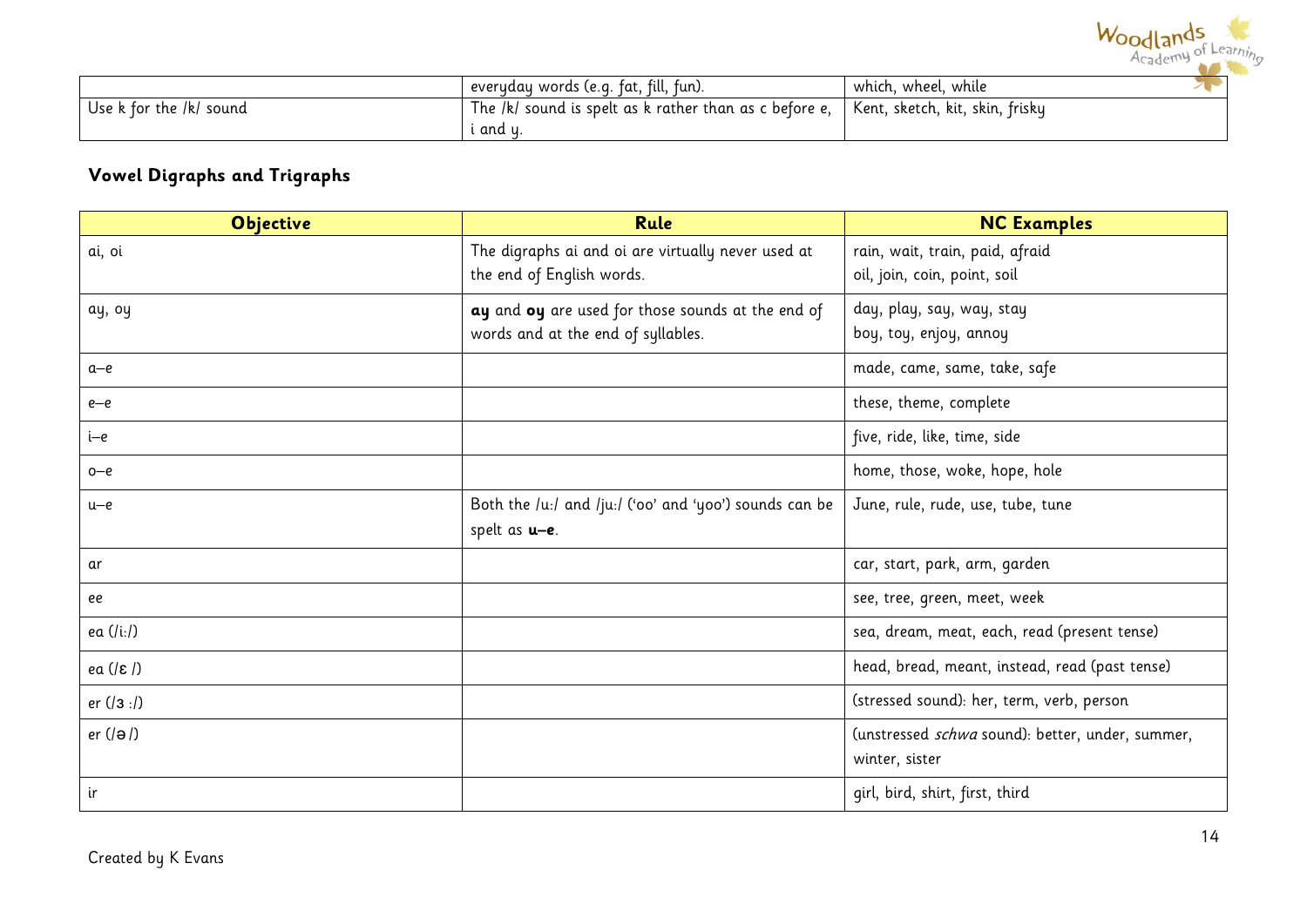| | | |
|---|---|---|
| | everyday words (e.g. fat, fill, fun). | which, wheel, while |
| Use k for the /k/ sound | The /k/ sound is spelt as k rather than as c before e, i and y. | Kent, sketch, kit, skin, frisky |

### Vowel Digraphs and Trigraphs

| Objective | Rule | NC Examples |
|---|---|---|
| ai, oi | The digraphs ai and oi are virtually never used at the end of English words. | rain, wait, train, paid, afraid<br>oil, join, coin, point, soil |
| ay, oy | **ay** and **oy** are used for those sounds at the end of words and at the end of syllables. | day, play, say, way, stay<br>boy, toy, enjoy, annoy |
| a–e | | made, came, same, take, safe |
| e–e | | these, theme, complete |
| i–e | | five, ride, like, time, side |
| o–e | | home, those, woke, hope, hole |
| u–e | Both the /u:/ and /ju:/ ('oo' and 'yoo') sounds can be spelt as **u–e**. | June, rule, rude, use, tube, tune |
| ar | | car, start, park, arm, garden |
| ee | | see, tree, green, meet, week |
| ea (/i:/) | | sea, dream, meat, each, read (present tense) |
| ea (/ɛ /) | | head, bread, meant, instead, read (past tense) |
| er (/ɜ :/) | | (stressed sound): her, term, verb, person |
| er (/ə /) | | (unstressed *schwa* sound): better, under, summer, winter, sister |
| ir | | girl, bird, shirt, first, third |

Created by K Evans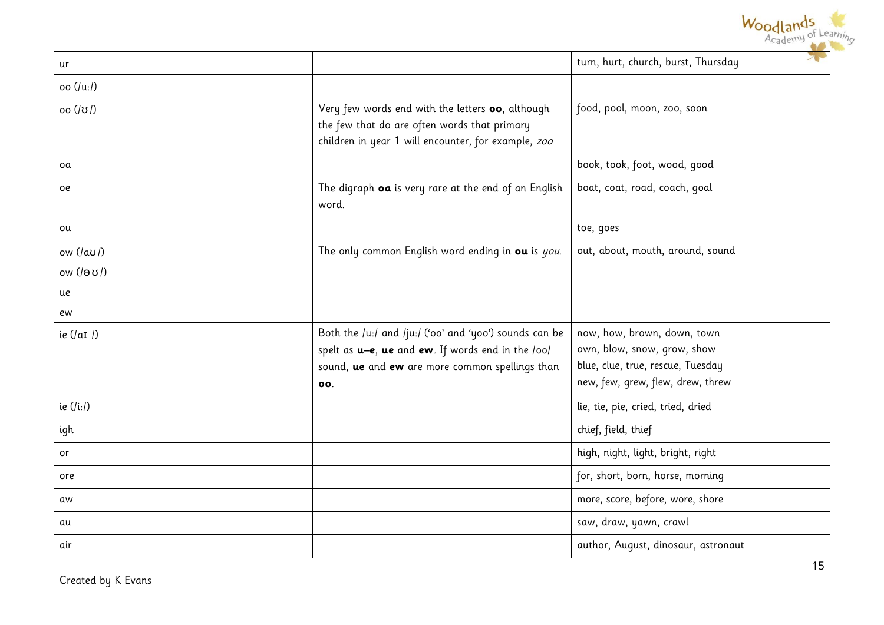| | | |
|---|---|---|
| ur | | turn, hurt, church, burst, Thursday |
| oo (/uː/) | | |
| oo (/ʊ/) | Very few words end with the letters **oo**, although the few that do are often words that primary children in year 1 will encounter, for example, *zoo* | food, pool, moon, zoo, soon |
| oa | | book, took, foot, wood, good |
| oe | The digraph **oa** is very rare at the end of an English word. | boat, coat, road, coach, goal |
| ou | | toe, goes |
| ow (/aʊ/)<br>ow (/əʊ/)<br>ue<br>ew | The only common English word ending in **ou** is *you*. | out, about, mouth, around, sound |
| ie (/aɪ /) | Both the /uː/ and /juː/ ('oo' and 'yoo') sounds can be spelt as **u–e**, **ue** and **ew**. If words end in the /oo/ sound, **ue** and **ew** are more common spellings than **oo**. | now, how, brown, down, town<br>own, blow, snow, grow, show<br>blue, clue, true, rescue, Tuesday<br>new, few, grew, flew, drew, threw |
| ie (/iː/) | | lie, tie, pie, cried, tried, dried |
| igh | | chief, field, thief |
| or | | high, night, light, bright, right |
| ore | | for, short, born, horse, morning |
| aw | | more, score, before, wore, shore |
| au | | saw, draw, yawn, crawl |
| air | | author, August, dinosaur, astronaut |

Created by K Evans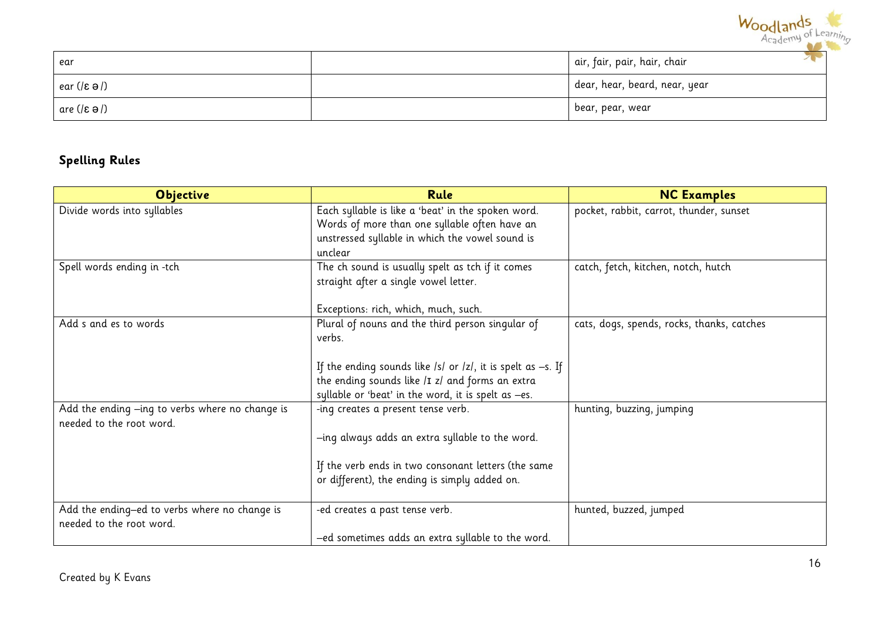| | | |
|---|---|---|
| ear | | air, fair, pair, hair, chair |
| ear (/ɛ ə /) | | dear, hear, beard, near, year |
| are (/ɛ ə /) | | bear, pear, wear |

**Spelling Rules**

| Objective | Rule | NC Examples |
|---|---|---|
| Divide words into syllables | Each syllable is like a 'beat' in the spoken word. Words of more than one syllable often have an unstressed syllable in which the vowel sound is unclear | pocket, rabbit, carrot, thunder, sunset |
| Spell words ending in -tch | The ch sound is usually spelt as tch if it comes straight after a single vowel letter.<br><br>Exceptions: rich, which, much, such. | catch, fetch, kitchen, notch, hutch |
| Add s and es to words | Plural of nouns and the third person singular of verbs.<br><br>If the ending sounds like /s/ or /z/, it is spelt as –s. If the ending sounds like /ɪ z/ and forms an extra syllable or 'beat' in the word, it is spelt as –es. | cats, dogs, spends, rocks, thanks, catches |
| Add the ending –ing to verbs where no change is needed to the root word. | -ing creates a present tense verb.<br><br>–ing always adds an extra syllable to the word.<br><br>If the verb ends in two consonant letters (the same or different), the ending is simply added on. | hunting, buzzing, jumping |
| Add the ending–ed to verbs where no change is needed to the root word. | -ed creates a past tense verb.<br><br>–ed sometimes adds an extra syllable to the word. | hunted, buzzed, jumped |

Created by K Evans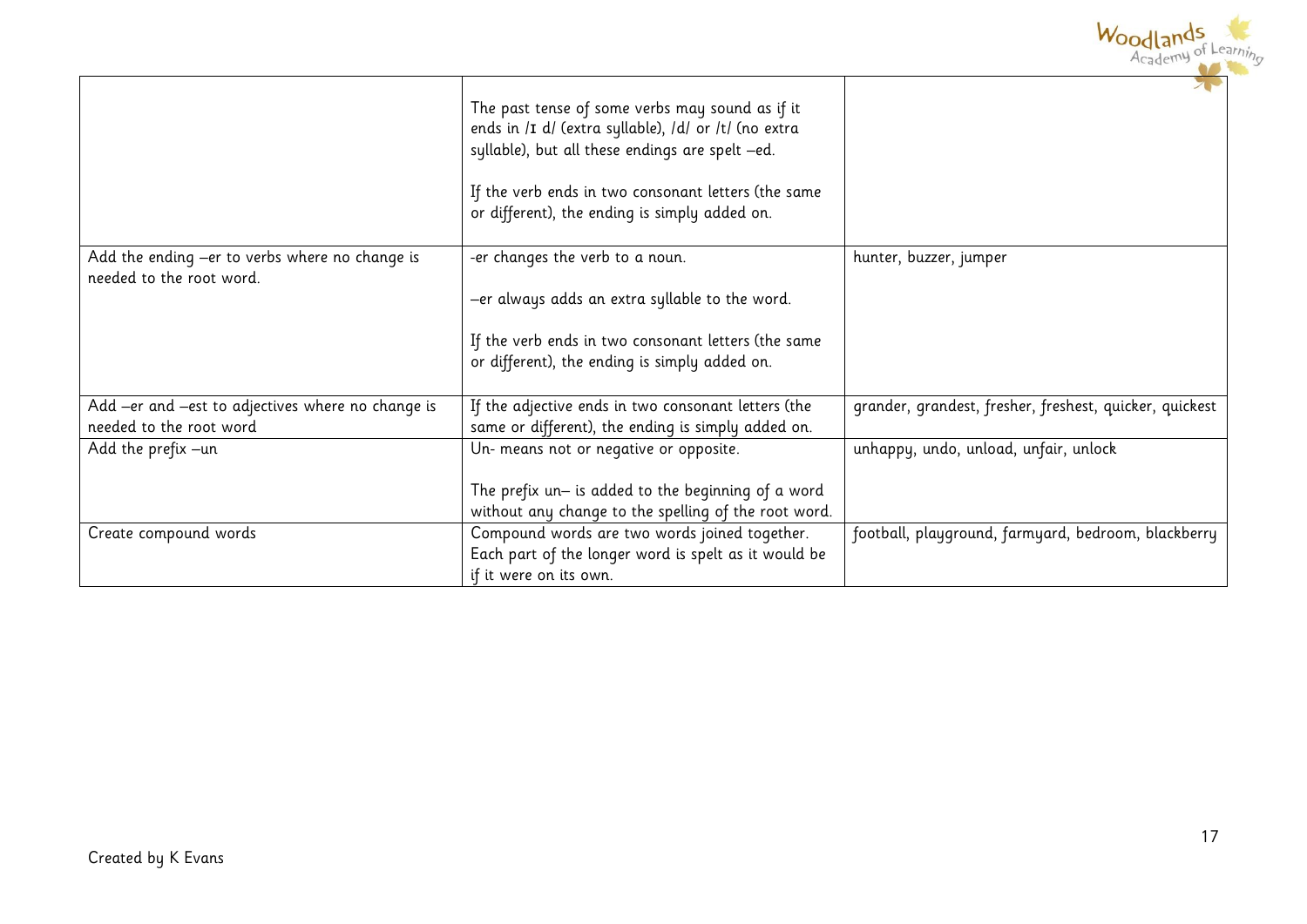| | | |
|---|---|---|
| | The past tense of some verbs may sound as if it ends in /ɪ d/ (extra syllable), /d/ or /t/ (no extra syllable), but all these endings are spelt –ed.<br><br>If the verb ends in two consonant letters (the same or different), the ending is simply added on. | |
| Add the ending –er to verbs where no change is needed to the root word. | -er changes the verb to a noun.<br><br>–er always adds an extra syllable to the word.<br><br>If the verb ends in two consonant letters (the same or different), the ending is simply added on. | hunter, buzzer, jumper |
| Add –er and –est to adjectives where no change is needed to the root word | If the adjective ends in two consonant letters (the same or different), the ending is simply added on. | grander, grandest, fresher, freshest, quicker, quickest |
| Add the prefix –un | Un- means not or negative or opposite.<br><br>The prefix un– is added to the beginning of a word without any change to the spelling of the root word. | unhappy, undo, unload, unfair, unlock |
| Create compound words | Compound words are two words joined together. Each part of the longer word is spelt as it would be if it were on its own. | football, playground, farmyard, bedroom, blackberry |

Created by K Evans